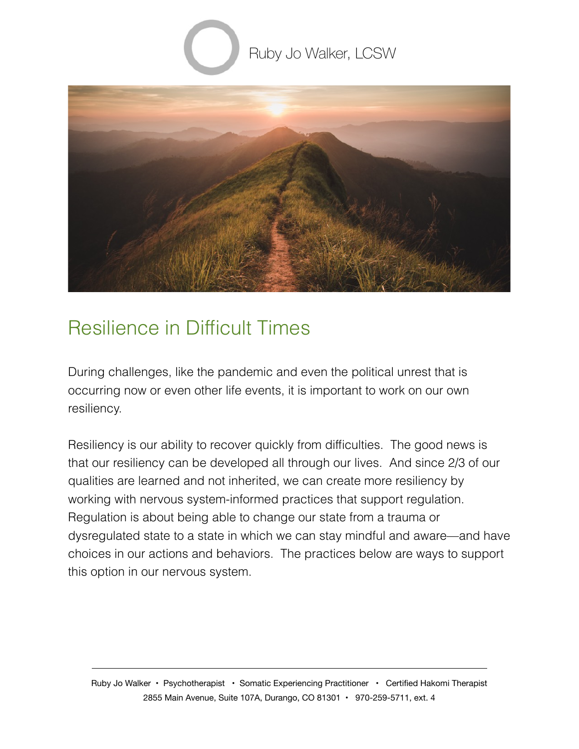Ruby Jo Walker, LCSW

# Resilience in Difficult Times

During challenges, like the pandemic and even the political unrest that is occurring now or even other life events, it is important to work on our own resiliency.

Resiliency is our ability to recover quickly from difficulties. The good news is that our resiliency can be developed all through our lives. And since 2/3 of our qualities are learned and not inherited, we can create more resiliency by working with nervous system-informed practices that support regulation. Regulation is about being able to change our state from a trauma or dysregulated state to a state in which we can stay mindful and aware—and have choices in our actions and behaviors. The practices below are ways to support this option in our nervous system.

Ruby Jo Walker • Psychotherapist • Somatic Experiencing Practitioner • Certified Hakomi Therapist
2855 Main Avenue, Suite 107A, Durango, CO 81301 • 970-259-5711, ext. 4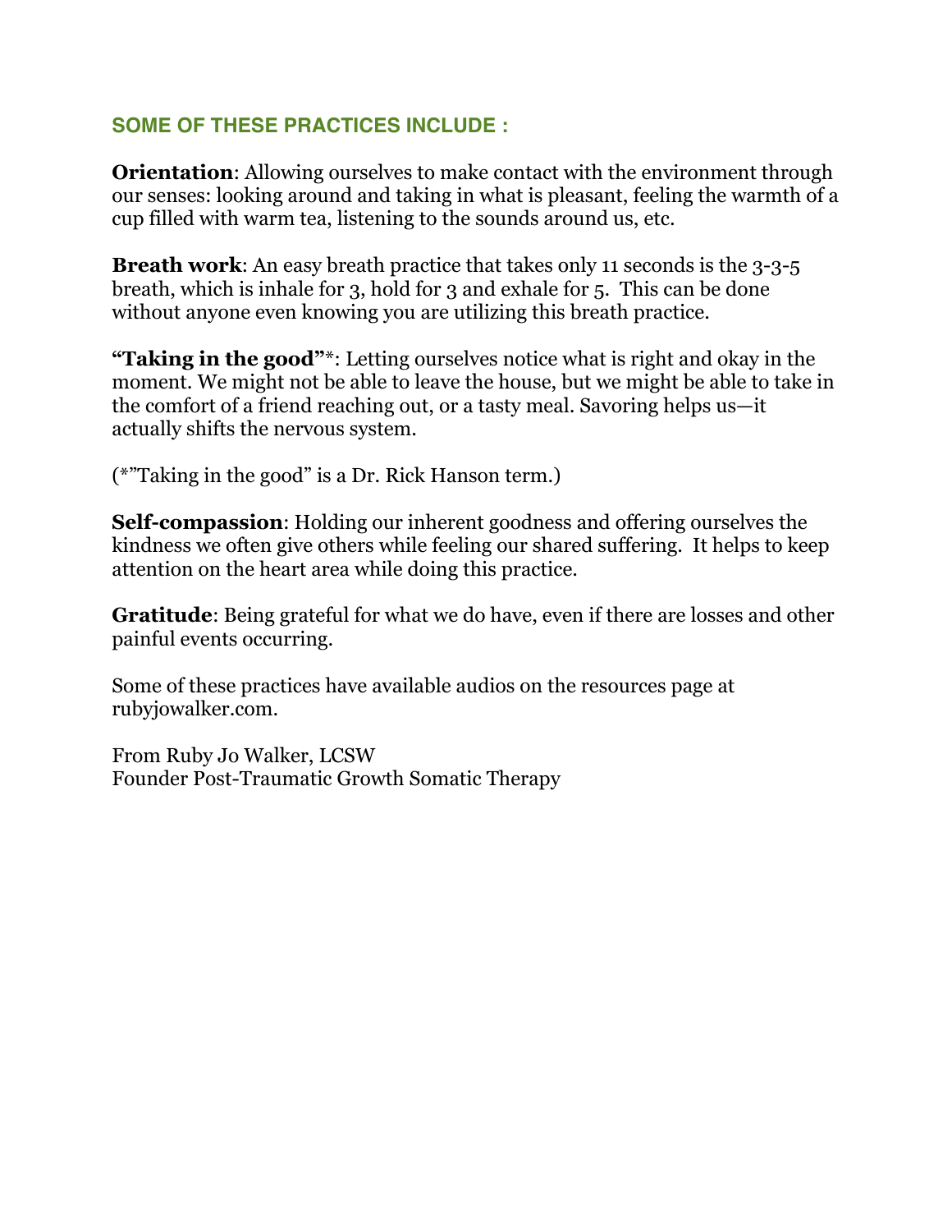## SOME OF THESE PRACTICES INCLUDE :

**Orientation**: Allowing ourselves to make contact with the environment through our senses: looking around and taking in what is pleasant, feeling the warmth of a cup filled with warm tea, listening to the sounds around us, etc.

**Breath work**: An easy breath practice that takes only 11 seconds is the 3-3-5 breath, which is inhale for 3, hold for 3 and exhale for 5. This can be done without anyone even knowing you are utilizing this breath practice.

**"Taking in the good"***: Letting ourselves notice what is right and okay in the moment. We might not be able to leave the house, but we might be able to take in the comfort of a friend reaching out, or a tasty meal. Savoring helps us—it actually shifts the nervous system.

(*"Taking in the good" is a Dr. Rick Hanson term.)

**Self-compassion**: Holding our inherent goodness and offering ourselves the kindness we often give others while feeling our shared suffering. It helps to keep attention on the heart area while doing this practice.

**Gratitude**: Being grateful for what we do have, even if there are losses and other painful events occurring.

Some of these practices have available audios on the resources page at rubyjowalker.com.

From Ruby Jo Walker, LCSW
Founder Post-Traumatic Growth Somatic Therapy